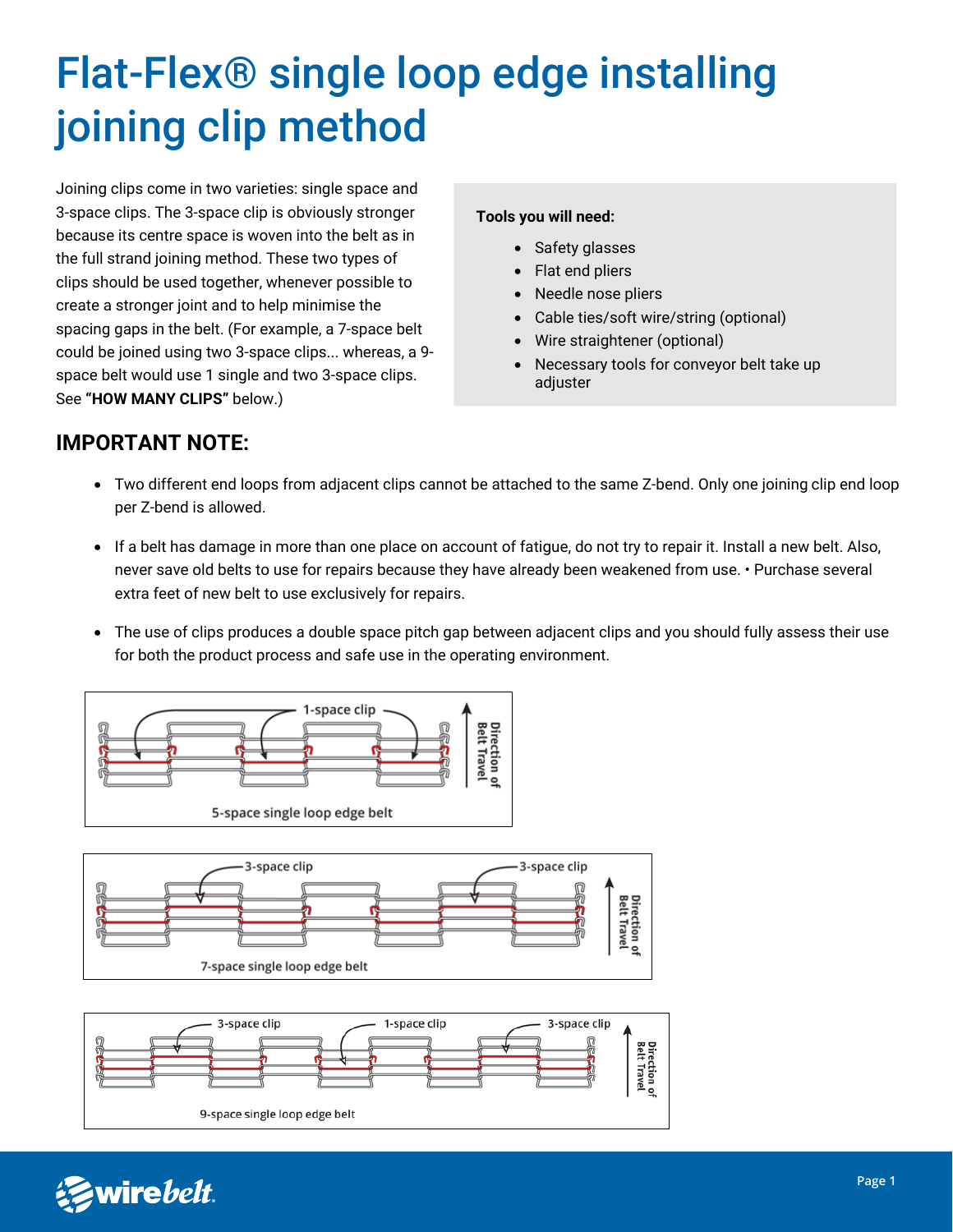# Flat-Flex® single loop edge installing joining clip method

Joining clips come in two varieties: single space and 3-space clips. The 3-space clip is obviously stronger because its centre space is woven into the belt as in the full strand joining method. These two types of clips should be used together, whenever possible to create a stronger joint and to help minimise the spacing gaps in the belt. (For example, a 7-space belt could be joined using two 3-space clips... whereas, a 9-space belt would use 1 single and two 3-space clips. See **"HOW MANY CLIPS"** below.)

**Tools you will need:**

- Safety glasses
- Flat end pliers
- Needle nose pliers
- Cable ties/soft wire/string (optional)
- Wire straightener (optional)
- Necessary tools for conveyor belt take up adjuster

## IMPORTANT NOTE:

- Two different end loops from adjacent clips cannot be attached to the same Z-bend. Only one joining clip end loop per Z-bend is allowed.
- If a belt has damage in more than one place on account of fatigue, do not try to repair it. Install a new belt. Also, never save old belts to use for repairs because they have already been weakened from use. • Purchase several extra feet of new belt to use exclusively for repairs.
- The use of clips produces a double space pitch gap between adjacent clips and you should fully assess their use for both the product process and safe use in the operating environment.

1-space clip — Direction of Belt Travel

5-space single loop edge belt

3-space clip — 3-space clip — Direction of Belt Travel

7-space single loop edge belt

3-space clip — 1-space clip — 3-space clip — Direction of Belt Travel

9-space single loop edge belt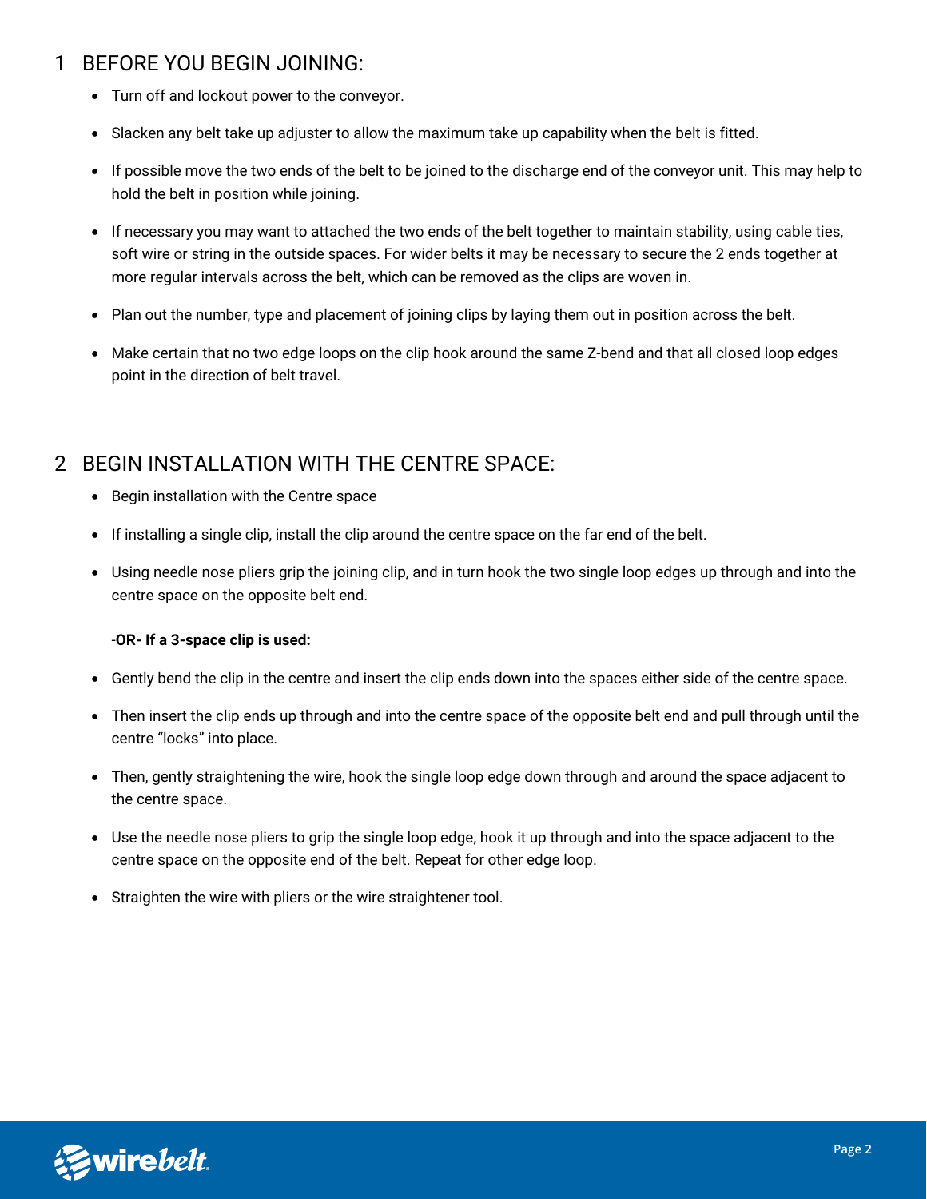## 1 BEFORE YOU BEGIN JOINING:

- Turn off and lockout power to the conveyor.
- Slacken any belt take up adjuster to allow the maximum take up capability when the belt is fitted.
- If possible move the two ends of the belt to be joined to the discharge end of the conveyor unit. This may help to hold the belt in position while joining.
- If necessary you may want to attached the two ends of the belt together to maintain stability, using cable ties, soft wire or string in the outside spaces. For wider belts it may be necessary to secure the 2 ends together at more regular intervals across the belt, which can be removed as the clips are woven in.
- Plan out the number, type and placement of joining clips by laying them out in position across the belt.
- Make certain that no two edge loops on the clip hook around the same Z-bend and that all closed loop edges point in the direction of belt travel.

## 2 BEGIN INSTALLATION WITH THE CENTRE SPACE:

- Begin installation with the Centre space
- If installing a single clip, install the clip around the centre space on the far end of the belt.
- Using needle nose pliers grip the joining clip, and in turn hook the two single loop edges up through and into the centre space on the opposite belt end.

-**OR- If a 3-space clip is used:**

- Gently bend the clip in the centre and insert the clip ends down into the spaces either side of the centre space.
- Then insert the clip ends up through and into the centre space of the opposite belt end and pull through until the centre "locks" into place.
- Then, gently straightening the wire, hook the single loop edge down through and around the space adjacent to the centre space.
- Use the needle nose pliers to grip the single loop edge, hook it up through and into the space adjacent to the centre space on the opposite end of the belt. Repeat for other edge loop.
- Straighten the wire with pliers or the wire straightener tool.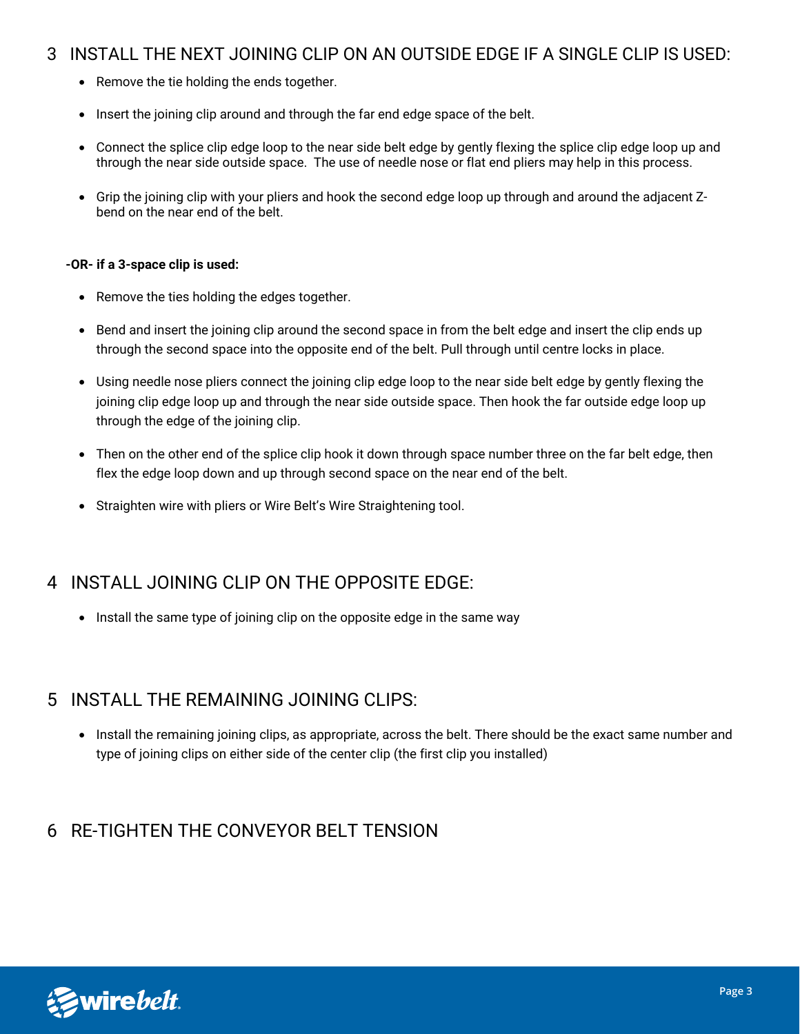## 3 INSTALL THE NEXT JOINING CLIP ON AN OUTSIDE EDGE IF A SINGLE CLIP IS USED:

- Remove the tie holding the ends together.
- Insert the joining clip around and through the far end edge space of the belt.
- Connect the splice clip edge loop to the near side belt edge by gently flexing the splice clip edge loop up and through the near side outside space. The use of needle nose or flat end pliers may help in this process.
- Grip the joining clip with your pliers and hook the second edge loop up through and around the adjacent Z-bend on the near end of the belt.

**-OR- if a 3-space clip is used:**

- Remove the ties holding the edges together.
- Bend and insert the joining clip around the second space in from the belt edge and insert the clip ends up through the second space into the opposite end of the belt. Pull through until centre locks in place.
- Using needle nose pliers connect the joining clip edge loop to the near side belt edge by gently flexing the joining clip edge loop up and through the near side outside space. Then hook the far outside edge loop up through the edge of the joining clip.
- Then on the other end of the splice clip hook it down through space number three on the far belt edge, then flex the edge loop down and up through second space on the near end of the belt.
- Straighten wire with pliers or Wire Belt's Wire Straightening tool.

## 4 INSTALL JOINING CLIP ON THE OPPOSITE EDGE:

- Install the same type of joining clip on the opposite edge in the same way

## 5 INSTALL THE REMAINING JOINING CLIPS:

- Install the remaining joining clips, as appropriate, across the belt. There should be the exact same number and type of joining clips on either side of the center clip (the first clip you installed)

## 6 RE-TIGHTEN THE CONVEYOR BELT TENSION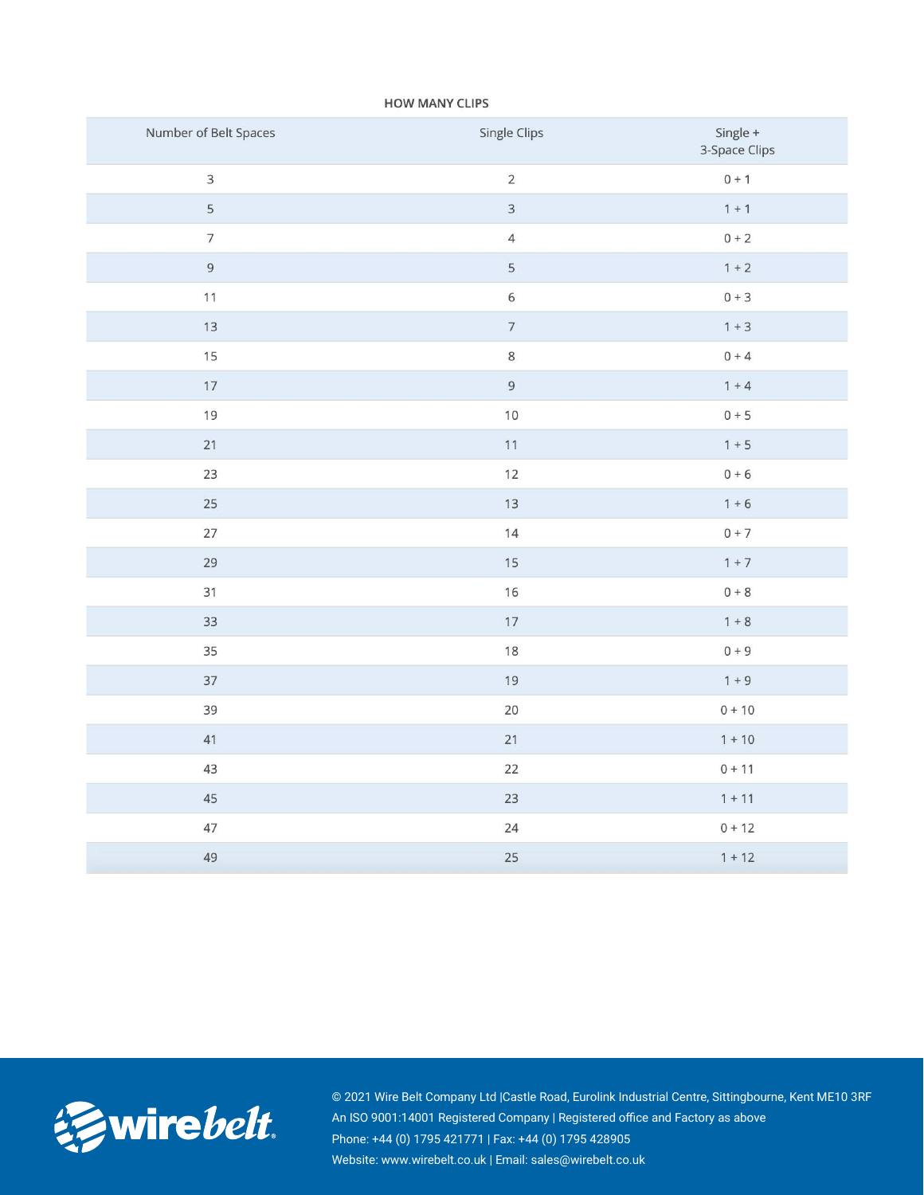## HOW MANY CLIPS

| Number of Belt Spaces | Single Clips | Single + 3-Space Clips |
|---|---|---|
| 3 | 2 | 0 + 1 |
| 5 | 3 | 1 + 1 |
| 7 | 4 | 0 + 2 |
| 9 | 5 | 1 + 2 |
| 11 | 6 | 0 + 3 |
| 13 | 7 | 1 + 3 |
| 15 | 8 | 0 + 4 |
| 17 | 9 | 1 + 4 |
| 19 | 10 | 0 + 5 |
| 21 | 11 | 1 + 5 |
| 23 | 12 | 0 + 6 |
| 25 | 13 | 1 + 6 |
| 27 | 14 | 0 + 7 |
| 29 | 15 | 1 + 7 |
| 31 | 16 | 0 + 8 |
| 33 | 17 | 1 + 8 |
| 35 | 18 | 0 + 9 |
| 37 | 19 | 1 + 9 |
| 39 | 20 | 0 + 10 |
| 41 | 21 | 1 + 10 |
| 43 | 22 | 0 + 11 |
| 45 | 23 | 1 + 11 |
| 47 | 24 | 0 + 12 |
| 49 | 25 | 1 + 12 |

wirebelt

© 2021 Wire Belt Company Ltd |Castle Road, Eurolink Industrial Centre, Sittingbourne, Kent ME10 3RF
An ISO 9001:14001 Registered Company | Registered office and Factory as above
Phone: +44 (0) 1795 421771 | Fax: +44 (0) 1795 428905
Website: www.wirebelt.co.uk | Email: sales@wirebelt.co.uk